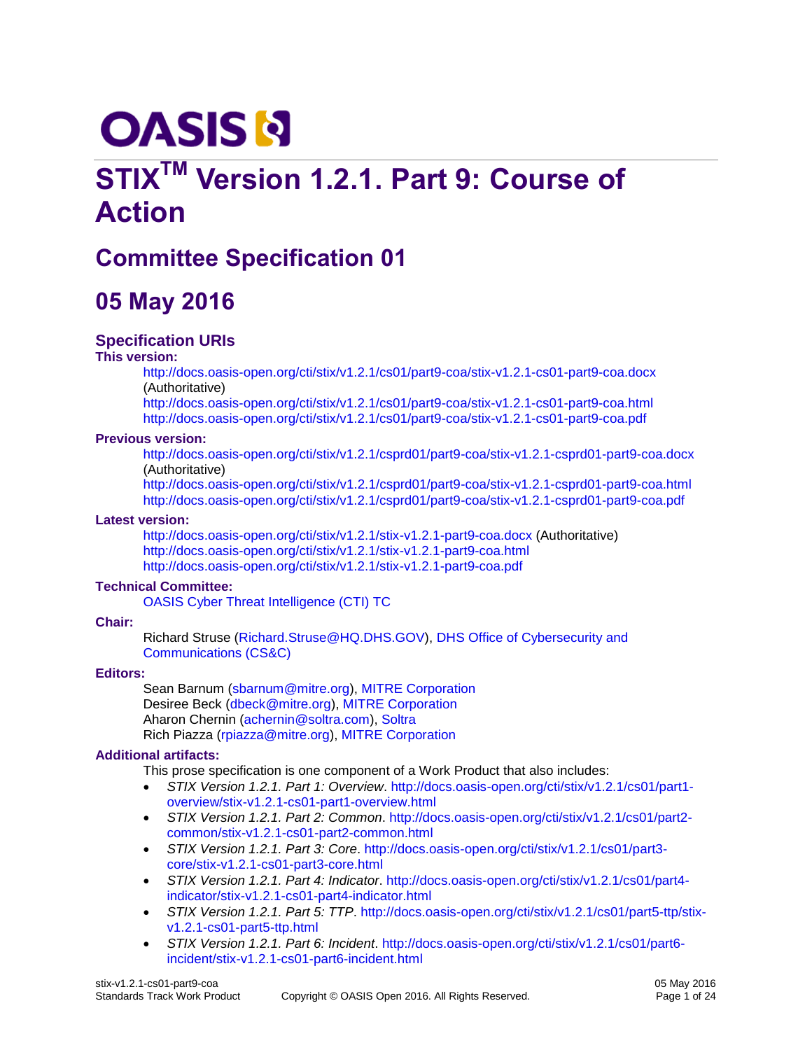OASIS

# STIX$^{TM}$ Version 1.2.1. Part 9: Course of Action

## Committee Specification 01

## 05 May 2016

### Specification URIs

**This version:**

http://docs.oasis-open.org/cti/stix/v1.2.1/cs01/part9-coa/stix-v1.2.1-cs01-part9-coa.docx (Authoritative)
http://docs.oasis-open.org/cti/stix/v1.2.1/cs01/part9-coa/stix-v1.2.1-cs01-part9-coa.html
http://docs.oasis-open.org/cti/stix/v1.2.1/cs01/part9-coa/stix-v1.2.1-cs01-part9-coa.pdf

**Previous version:**

http://docs.oasis-open.org/cti/stix/v1.2.1/csprd01/part9-coa/stix-v1.2.1-csprd01-part9-coa.docx (Authoritative)
http://docs.oasis-open.org/cti/stix/v1.2.1/csprd01/part9-coa/stix-v1.2.1-csprd01-part9-coa.html
http://docs.oasis-open.org/cti/stix/v1.2.1/csprd01/part9-coa/stix-v1.2.1-csprd01-part9-coa.pdf

**Latest version:**

http://docs.oasis-open.org/cti/stix/v1.2.1/stix-v1.2.1-part9-coa.docx (Authoritative)
http://docs.oasis-open.org/cti/stix/v1.2.1/stix-v1.2.1-part9-coa.html
http://docs.oasis-open.org/cti/stix/v1.2.1/stix-v1.2.1-part9-coa.pdf

**Technical Committee:**

OASIS Cyber Threat Intelligence (CTI) TC

**Chair:**

Richard Struse (Richard.Struse@HQ.DHS.GOV), DHS Office of Cybersecurity and Communications (CS&C)

**Editors:**

Sean Barnum (sbarnum@mitre.org), MITRE Corporation
Desiree Beck (dbeck@mitre.org), MITRE Corporation
Aharon Chernin (achernin@soltra.com), Soltra
Rich Piazza (rpiazza@mitre.org), MITRE Corporation

**Additional artifacts:**

This prose specification is one component of a Work Product that also includes:

- *STIX Version 1.2.1. Part 1: Overview*. http://docs.oasis-open.org/cti/stix/v1.2.1/cs01/part1-overview/stix-v1.2.1-cs01-part1-overview.html
- *STIX Version 1.2.1. Part 2: Common*. http://docs.oasis-open.org/cti/stix/v1.2.1/cs01/part2-common/stix-v1.2.1-cs01-part2-common.html
- *STIX Version 1.2.1. Part 3: Core*. http://docs.oasis-open.org/cti/stix/v1.2.1/cs01/part3-core/stix-v1.2.1-cs01-part3-core.html
- *STIX Version 1.2.1. Part 4: Indicator*. http://docs.oasis-open.org/cti/stix/v1.2.1/cs01/part4-indicator/stix-v1.2.1-cs01-part4-indicator.html
- *STIX Version 1.2.1. Part 5: TTP*. http://docs.oasis-open.org/cti/stix/v1.2.1/cs01/part5-ttp/stix-v1.2.1-cs01-part5-ttp.html
- *STIX Version 1.2.1. Part 6: Incident*. http://docs.oasis-open.org/cti/stix/v1.2.1/cs01/part6-incident/stix-v1.2.1-cs01-part6-incident.html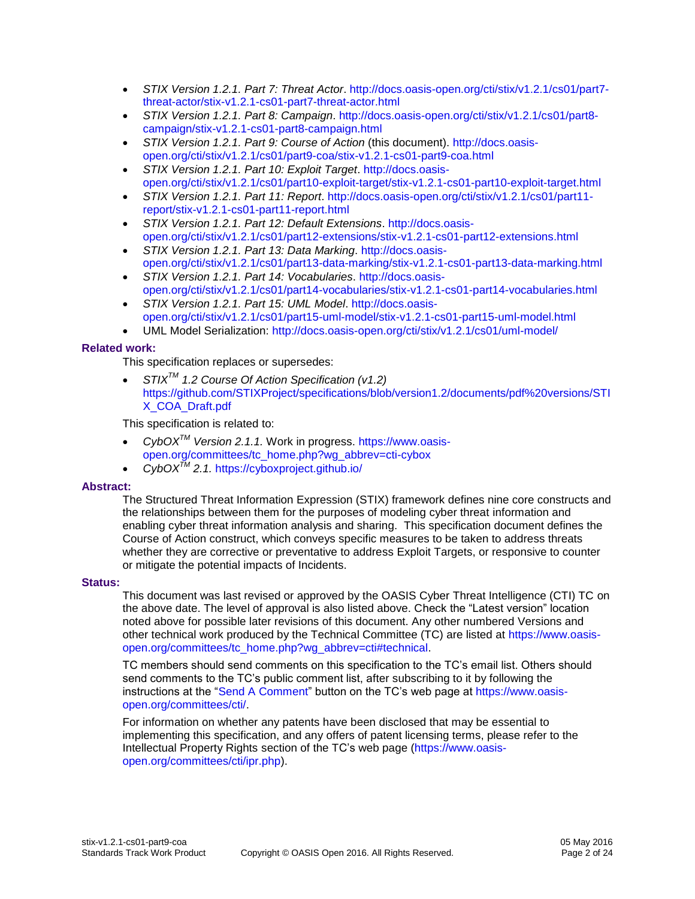- *STIX Version 1.2.1. Part 7: Threat Actor*. http://docs.oasis-open.org/cti/stix/v1.2.1/cs01/part7-threat-actor/stix-v1.2.1-cs01-part7-threat-actor.html
- *STIX Version 1.2.1. Part 8: Campaign*. http://docs.oasis-open.org/cti/stix/v1.2.1/cs01/part8-campaign/stix-v1.2.1-cs01-part8-campaign.html
- *STIX Version 1.2.1. Part 9: Course of Action* (this document). http://docs.oasis-open.org/cti/stix/v1.2.1/cs01/part9-coa/stix-v1.2.1-cs01-part9-coa.html
- *STIX Version 1.2.1. Part 10: Exploit Target*. http://docs.oasis-open.org/cti/stix/v1.2.1/cs01/part10-exploit-target/stix-v1.2.1-cs01-part10-exploit-target.html
- *STIX Version 1.2.1. Part 11: Report*. http://docs.oasis-open.org/cti/stix/v1.2.1/cs01/part11-report/stix-v1.2.1-cs01-part11-report.html
- *STIX Version 1.2.1. Part 12: Default Extensions*. http://docs.oasis-open.org/cti/stix/v1.2.1/cs01/part12-extensions/stix-v1.2.1-cs01-part12-extensions.html
- *STIX Version 1.2.1. Part 13: Data Marking*. http://docs.oasis-open.org/cti/stix/v1.2.1/cs01/part13-data-marking/stix-v1.2.1-cs01-part13-data-marking.html
- *STIX Version 1.2.1. Part 14: Vocabularies*. http://docs.oasis-open.org/cti/stix/v1.2.1/cs01/part14-vocabularies/stix-v1.2.1-cs01-part14-vocabularies.html
- *STIX Version 1.2.1. Part 15: UML Model*. http://docs.oasis-open.org/cti/stix/v1.2.1/cs01/part15-uml-model/stix-v1.2.1-cs01-part15-uml-model.html
- UML Model Serialization: http://docs.oasis-open.org/cti/stix/v1.2.1/cs01/uml-model/

**Related work:**

This specification replaces or supersedes:

- *STIX™ 1.2 Course Of Action Specification (v1.2)* https://github.com/STIXProject/specifications/blob/version1.2/documents/pdf%20versions/STIX_COA_Draft.pdf

This specification is related to:

- *CybOX™ Version 2.1.1.* Work in progress. https://www.oasis-open.org/committees/tc_home.php?wg_abbrev=cti-cybox
- *CybOX™ 2.1.* https://cyboxproject.github.io/

**Abstract:**

The Structured Threat Information Expression (STIX) framework defines nine core constructs and the relationships between them for the purposes of modeling cyber threat information and enabling cyber threat information analysis and sharing. This specification document defines the Course of Action construct, which conveys specific measures to be taken to address threats whether they are corrective or preventative to address Exploit Targets, or responsive to counter or mitigate the potential impacts of Incidents.

**Status:**

This document was last revised or approved by the OASIS Cyber Threat Intelligence (CTI) TC on the above date. The level of approval is also listed above. Check the "Latest version" location noted above for possible later revisions of this document. Any other numbered Versions and other technical work produced by the Technical Committee (TC) are listed at https://www.oasis-open.org/committees/tc_home.php?wg_abbrev=cti#technical.

TC members should send comments on this specification to the TC's email list. Others should send comments to the TC's public comment list, after subscribing to it by following the instructions at the "Send A Comment" button on the TC's web page at https://www.oasis-open.org/committees/cti/.

For information on whether any patents have been disclosed that may be essential to implementing this specification, and any offers of patent licensing terms, please refer to the Intellectual Property Rights section of the TC's web page (https://www.oasis-open.org/committees/cti/ipr.php).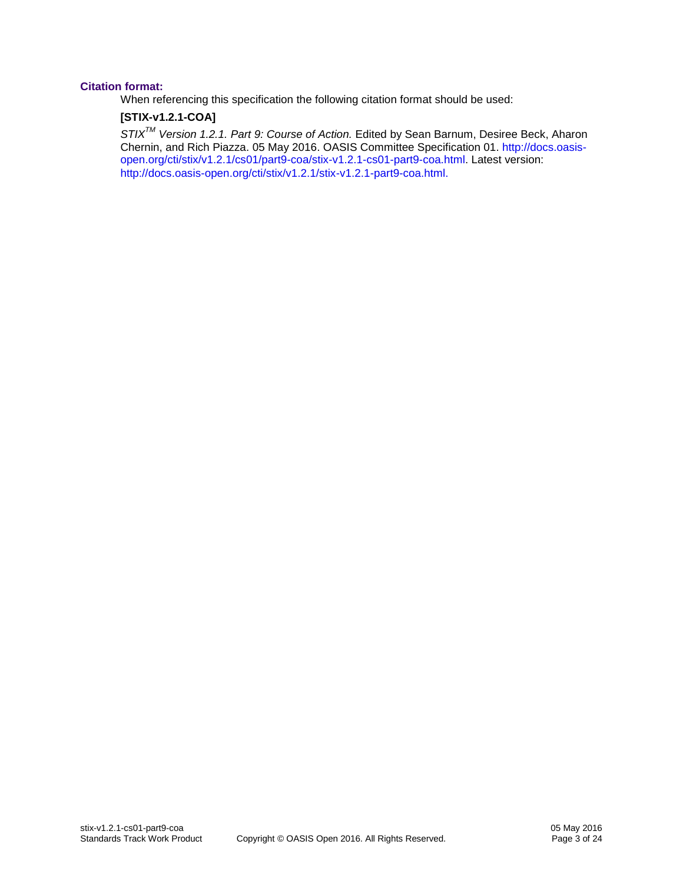**Citation format:**

When referencing this specification the following citation format should be used:

**[STIX-v1.2.1-COA]**

*STIX[TM] Version 1.2.1. Part 9: Course of Action.* Edited by Sean Barnum, Desiree Beck, Aharon Chernin, and Rich Piazza. 05 May 2016. OASIS Committee Specification 01. http://docs.oasis-open.org/cti/stix/v1.2.1/cs01/part9-coa/stix-v1.2.1-cs01-part9-coa.html. Latest version: http://docs.oasis-open.org/cti/stix/v1.2.1/stix-v1.2.1-part9-coa.html.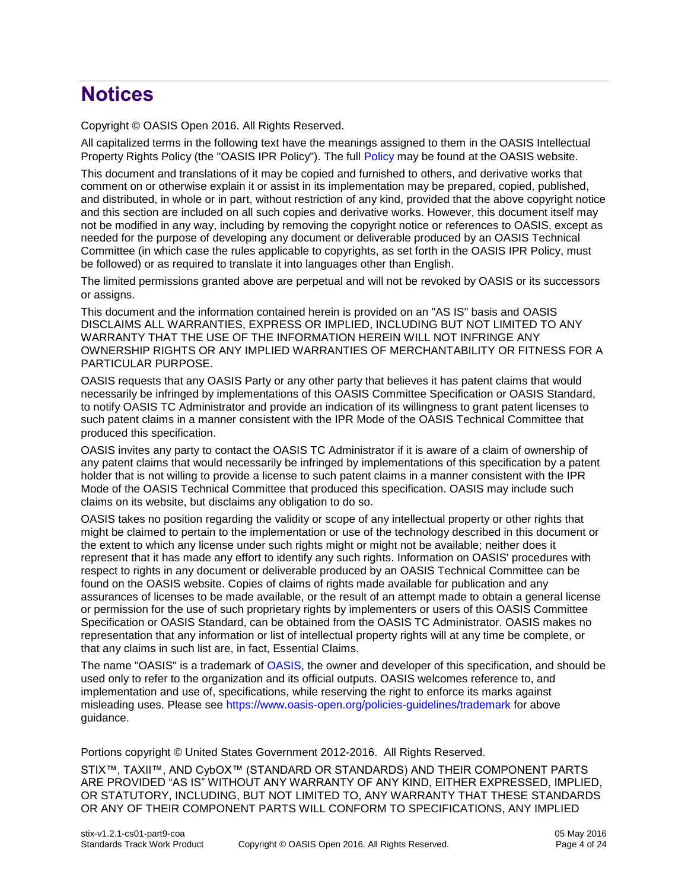# Notices

Copyright © OASIS Open 2016. All Rights Reserved.

All capitalized terms in the following text have the meanings assigned to them in the OASIS Intellectual Property Rights Policy (the "OASIS IPR Policy"). The full Policy may be found at the OASIS website.

This document and translations of it may be copied and furnished to others, and derivative works that comment on or otherwise explain it or assist in its implementation may be prepared, copied, published, and distributed, in whole or in part, without restriction of any kind, provided that the above copyright notice and this section are included on all such copies and derivative works. However, this document itself may not be modified in any way, including by removing the copyright notice or references to OASIS, except as needed for the purpose of developing any document or deliverable produced by an OASIS Technical Committee (in which case the rules applicable to copyrights, as set forth in the OASIS IPR Policy, must be followed) or as required to translate it into languages other than English.

The limited permissions granted above are perpetual and will not be revoked by OASIS or its successors or assigns.

This document and the information contained herein is provided on an "AS IS" basis and OASIS DISCLAIMS ALL WARRANTIES, EXPRESS OR IMPLIED, INCLUDING BUT NOT LIMITED TO ANY WARRANTY THAT THE USE OF THE INFORMATION HEREIN WILL NOT INFRINGE ANY OWNERSHIP RIGHTS OR ANY IMPLIED WARRANTIES OF MERCHANTABILITY OR FITNESS FOR A PARTICULAR PURPOSE.

OASIS requests that any OASIS Party or any other party that believes it has patent claims that would necessarily be infringed by implementations of this OASIS Committee Specification or OASIS Standard, to notify OASIS TC Administrator and provide an indication of its willingness to grant patent licenses to such patent claims in a manner consistent with the IPR Mode of the OASIS Technical Committee that produced this specification.

OASIS invites any party to contact the OASIS TC Administrator if it is aware of a claim of ownership of any patent claims that would necessarily be infringed by implementations of this specification by a patent holder that is not willing to provide a license to such patent claims in a manner consistent with the IPR Mode of the OASIS Technical Committee that produced this specification. OASIS may include such claims on its website, but disclaims any obligation to do so.

OASIS takes no position regarding the validity or scope of any intellectual property or other rights that might be claimed to pertain to the implementation or use of the technology described in this document or the extent to which any license under such rights might or might not be available; neither does it represent that it has made any effort to identify any such rights. Information on OASIS' procedures with respect to rights in any document or deliverable produced by an OASIS Technical Committee can be found on the OASIS website. Copies of claims of rights made available for publication and any assurances of licenses to be made available, or the result of an attempt made to obtain a general license or permission for the use of such proprietary rights by implementers or users of this OASIS Committee Specification or OASIS Standard, can be obtained from the OASIS TC Administrator. OASIS makes no representation that any information or list of intellectual property rights will at any time be complete, or that any claims in such list are, in fact, Essential Claims.

The name "OASIS" is a trademark of OASIS, the owner and developer of this specification, and should be used only to refer to the organization and its official outputs. OASIS welcomes reference to, and implementation and use of, specifications, while reserving the right to enforce its marks against misleading uses. Please see https://www.oasis-open.org/policies-guidelines/trademark for above guidance.

Portions copyright © United States Government 2012-2016. All Rights Reserved.

STIX™, TAXII™, AND CybOX™ (STANDARD OR STANDARDS) AND THEIR COMPONENT PARTS ARE PROVIDED "AS IS" WITHOUT ANY WARRANTY OF ANY KIND, EITHER EXPRESSED, IMPLIED, OR STATUTORY, INCLUDING, BUT NOT LIMITED TO, ANY WARRANTY THAT THESE STANDARDS OR ANY OF THEIR COMPONENT PARTS WILL CONFORM TO SPECIFICATIONS, ANY IMPLIED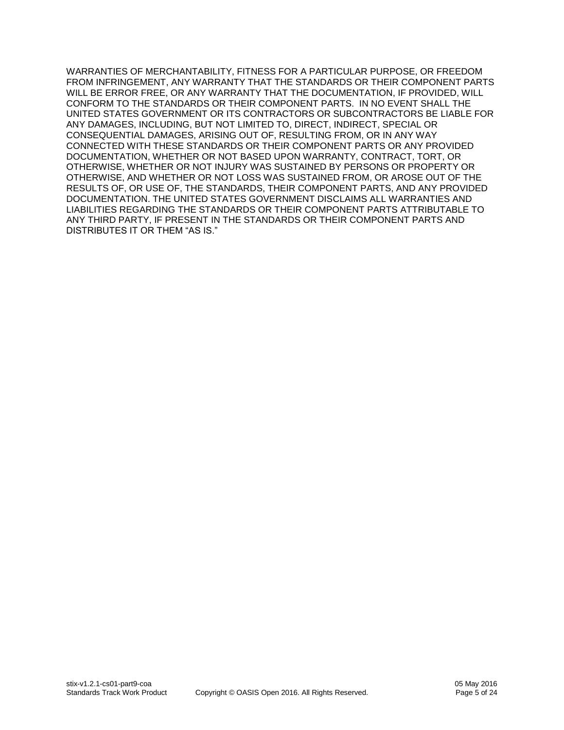WARRANTIES OF MERCHANTABILITY, FITNESS FOR A PARTICULAR PURPOSE, OR FREEDOM FROM INFRINGEMENT, ANY WARRANTY THAT THE STANDARDS OR THEIR COMPONENT PARTS WILL BE ERROR FREE, OR ANY WARRANTY THAT THE DOCUMENTATION, IF PROVIDED, WILL CONFORM TO THE STANDARDS OR THEIR COMPONENT PARTS. IN NO EVENT SHALL THE UNITED STATES GOVERNMENT OR ITS CONTRACTORS OR SUBCONTRACTORS BE LIABLE FOR ANY DAMAGES, INCLUDING, BUT NOT LIMITED TO, DIRECT, INDIRECT, SPECIAL OR CONSEQUENTIAL DAMAGES, ARISING OUT OF, RESULTING FROM, OR IN ANY WAY CONNECTED WITH THESE STANDARDS OR THEIR COMPONENT PARTS OR ANY PROVIDED DOCUMENTATION, WHETHER OR NOT BASED UPON WARRANTY, CONTRACT, TORT, OR OTHERWISE, WHETHER OR NOT INJURY WAS SUSTAINED BY PERSONS OR PROPERTY OR OTHERWISE, AND WHETHER OR NOT LOSS WAS SUSTAINED FROM, OR AROSE OUT OF THE RESULTS OF, OR USE OF, THE STANDARDS, THEIR COMPONENT PARTS, AND ANY PROVIDED DOCUMENTATION. THE UNITED STATES GOVERNMENT DISCLAIMS ALL WARRANTIES AND LIABILITIES REGARDING THE STANDARDS OR THEIR COMPONENT PARTS ATTRIBUTABLE TO ANY THIRD PARTY, IF PRESENT IN THE STANDARDS OR THEIR COMPONENT PARTS AND DISTRIBUTES IT OR THEM "AS IS."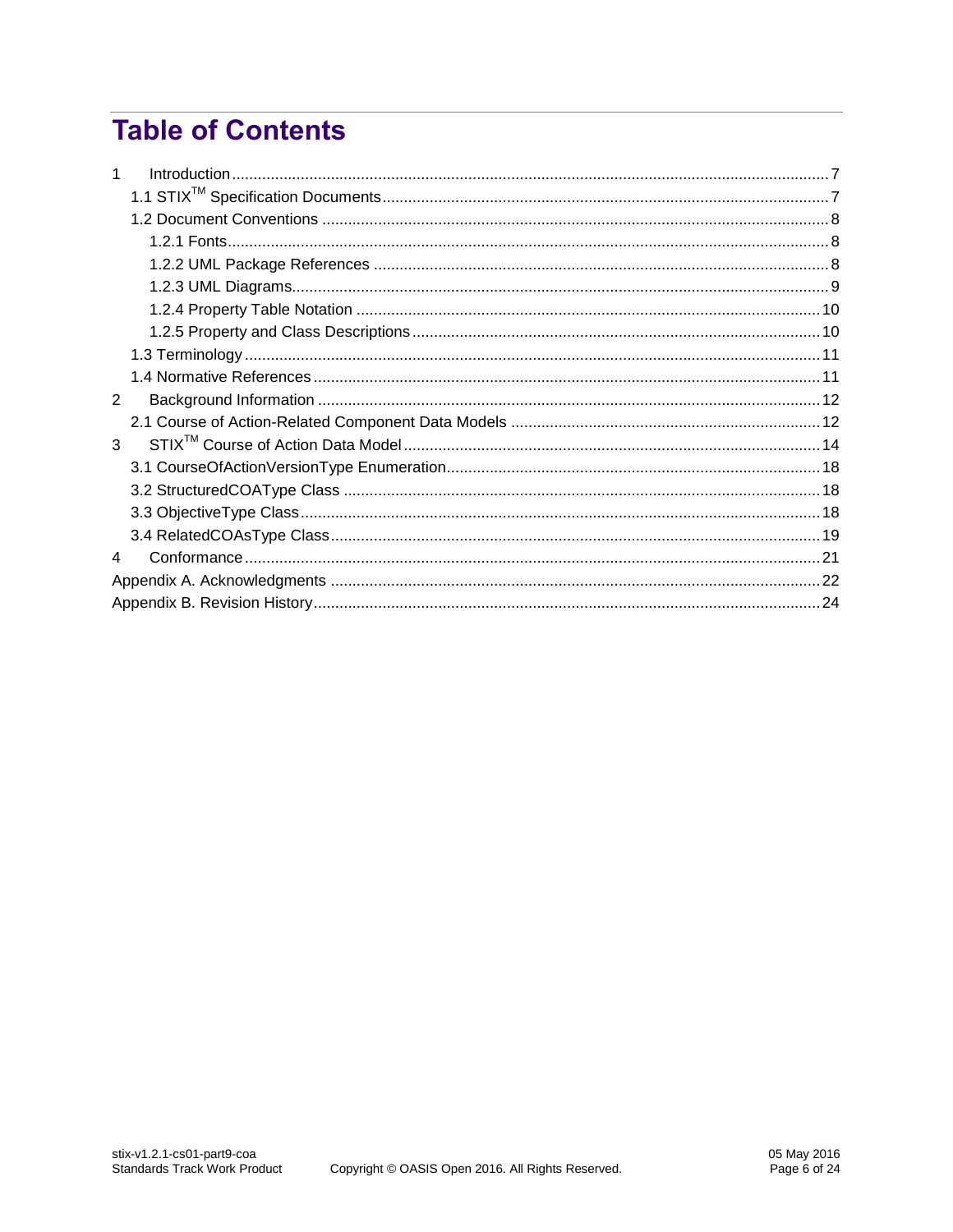# Table of Contents

1 Introduction ........ 7
- 1.1 STIX™ Specification Documents ........ 7
- 1.2 Document Conventions ........ 8
  - 1.2.1 Fonts ........ 8
  - 1.2.2 UML Package References ........ 8
  - 1.2.3 UML Diagrams ........ 9
  - 1.2.4 Property Table Notation ........ 10
  - 1.2.5 Property and Class Descriptions ........ 10
- 1.3 Terminology ........ 11
- 1.4 Normative References ........ 11

2 Background Information ........ 12
- 2.1 Course of Action-Related Component Data Models ........ 12

3 STIX™ Course of Action Data Model ........ 14
- 3.1 CourseOfActionVersionType Enumeration ........ 18
- 3.2 StructuredCOAType Class ........ 18
- 3.3 ObjectiveType Class ........ 18
- 3.4 RelatedCOAsType Class ........ 19

4 Conformance ........ 21

Appendix A. Acknowledgments ........ 22

Appendix B. Revision History ........ 24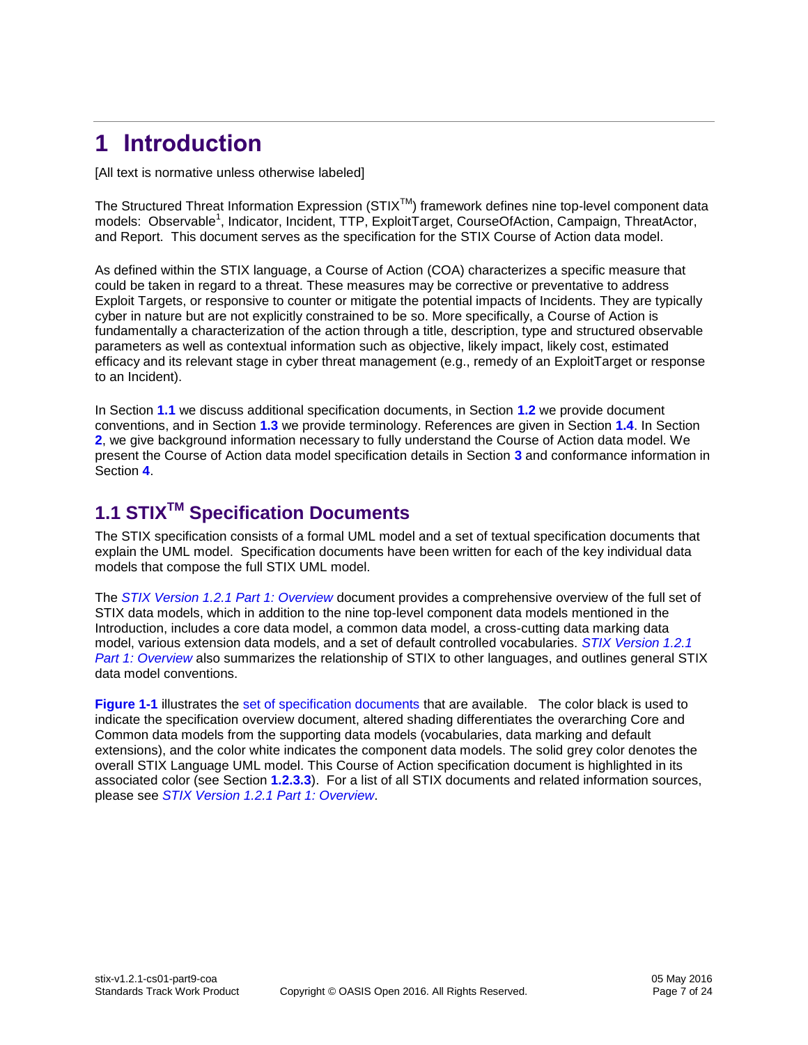# 1 Introduction

[All text is normative unless otherwise labeled]

The Structured Threat Information Expression (STIX™) framework defines nine top-level component data models: Observable[1], Indicator, Incident, TTP, ExploitTarget, CourseOfAction, Campaign, ThreatActor, and Report. This document serves as the specification for the STIX Course of Action data model.

As defined within the STIX language, a Course of Action (COA) characterizes a specific measure that could be taken in regard to a threat. These measures may be corrective or preventative to address Exploit Targets, or responsive to counter or mitigate the potential impacts of Incidents. They are typically cyber in nature but are not explicitly constrained to be so. More specifically, a Course of Action is fundamentally a characterization of the action through a title, description, type and structured observable parameters as well as contextual information such as objective, likely impact, likely cost, estimated efficacy and its relevant stage in cyber threat management (e.g., remedy of an ExploitTarget or response to an Incident).

In Section **1.1** we discuss additional specification documents, in Section **1.2** we provide document conventions, and in Section **1.3** we provide terminology. References are given in Section **1.4**. In Section **2**, we give background information necessary to fully understand the Course of Action data model. We present the Course of Action data model specification details in Section **3** and conformance information in Section **4**.

## 1.1 STIX™ Specification Documents

The STIX specification consists of a formal UML model and a set of textual specification documents that explain the UML model. Specification documents have been written for each of the key individual data models that compose the full STIX UML model.

The *STIX Version 1.2.1 Part 1: Overview* document provides a comprehensive overview of the full set of STIX data models, which in addition to the nine top-level component data models mentioned in the Introduction, includes a core data model, a common data model, a cross-cutting data marking data model, various extension data models, and a set of default controlled vocabularies. *STIX Version 1.2.1 Part 1: Overview* also summarizes the relationship of STIX to other languages, and outlines general STIX data model conventions.

**Figure 1-1** illustrates the set of specification documents that are available. The color black is used to indicate the specification overview document, altered shading differentiates the overarching Core and Common data models from the supporting data models (vocabularies, data marking and default extensions), and the color white indicates the component data models. The solid grey color denotes the overall STIX Language UML model. This Course of Action specification document is highlighted in its associated color (see Section **1.2.3.3**). For a list of all STIX documents and related information sources, please see *STIX Version 1.2.1 Part 1: Overview*.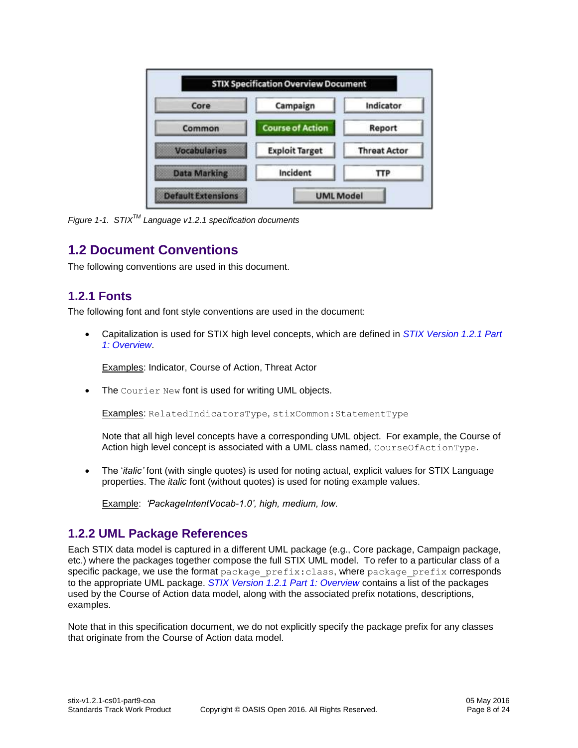Figure 1-1. STIX™ Language v1.2.1 specification documents

## 1.2 Document Conventions

The following conventions are used in this document.

### 1.2.1 Fonts

The following font and font style conventions are used in the document:

- Capitalization is used for STIX high level concepts, which are defined in *STIX Version 1.2.1 Part 1: Overview*.

  Examples: Indicator, Course of Action, Threat Actor

- The `Courier New` font is used for writing UML objects.

  Examples: `RelatedIndicatorsType`, `stixCommon:StatementType`

  Note that all high level concepts have a corresponding UML object. For example, the Course of Action high level concept is associated with a UML class named, `CourseOfActionType`.

- The '*italic*' font (with single quotes) is used for noting actual, explicit values for STIX Language properties. The *italic* font (without quotes) is used for noting example values.

  Example: *'PackageIntentVocab-1.0', high, medium, low.*

### 1.2.2 UML Package References

Each STIX data model is captured in a different UML package (e.g., Core package, Campaign package, etc.) where the packages together compose the full STIX UML model. To refer to a particular class of a specific package, we use the format `package_prefix:class`, where `package_prefix` corresponds to the appropriate UML package. *STIX Version 1.2.1 Part 1: Overview* contains a list of the packages used by the Course of Action data model, along with the associated prefix notations, descriptions, examples.

Note that in this specification document, we do not explicitly specify the package prefix for any classes that originate from the Course of Action data model.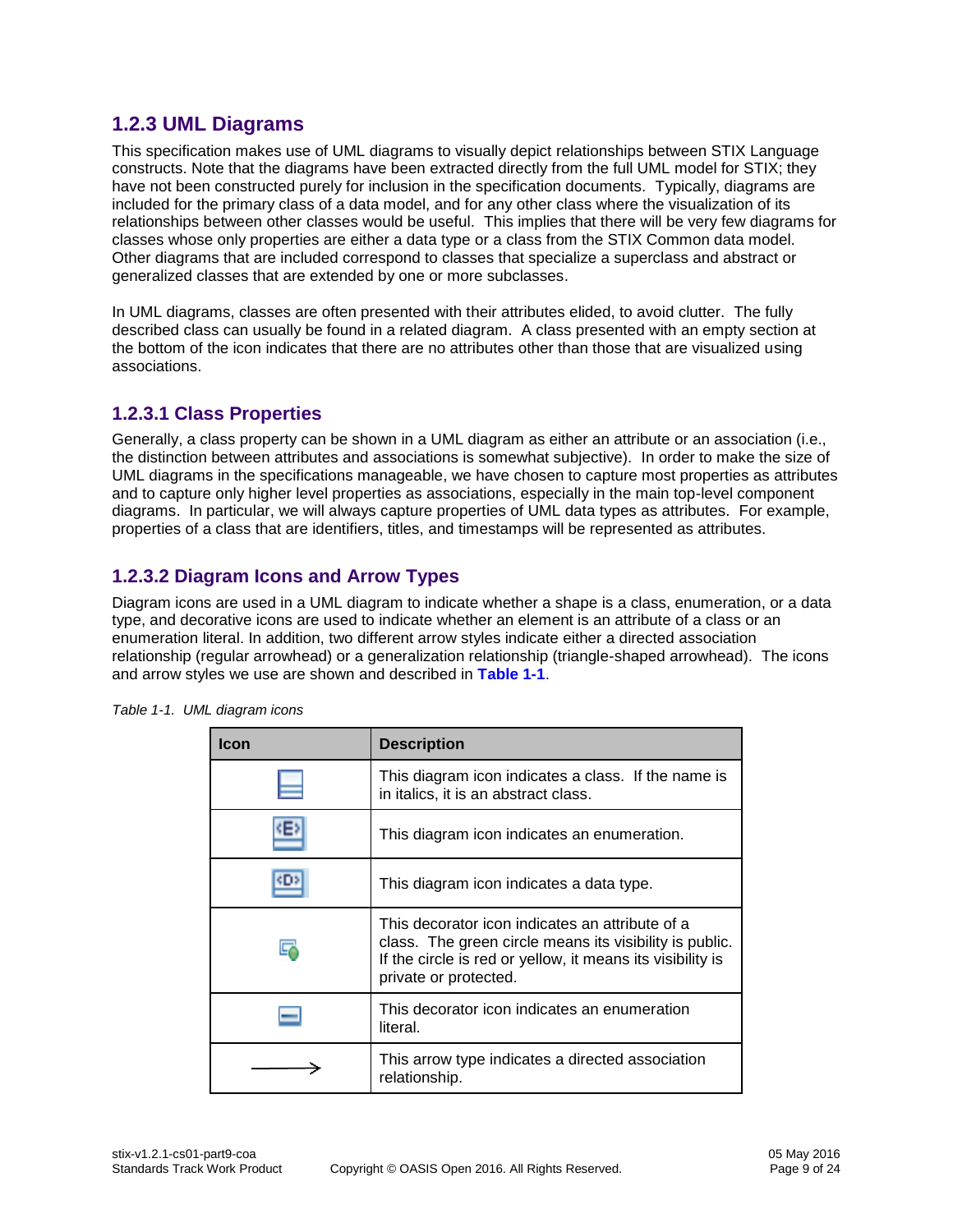## 1.2.3 UML Diagrams

This specification makes use of UML diagrams to visually depict relationships between STIX Language constructs. Note that the diagrams have been extracted directly from the full UML model for STIX; they have not been constructed purely for inclusion in the specification documents. Typically, diagrams are included for the primary class of a data model, and for any other class where the visualization of its relationships between other classes would be useful. This implies that there will be very few diagrams for classes whose only properties are either a data type or a class from the STIX Common data model. Other diagrams that are included correspond to classes that specialize a superclass and abstract or generalized classes that are extended by one or more subclasses.

In UML diagrams, classes are often presented with their attributes elided, to avoid clutter. The fully described class can usually be found in a related diagram. A class presented with an empty section at the bottom of the icon indicates that there are no attributes other than those that are visualized using associations.

### 1.2.3.1 Class Properties

Generally, a class property can be shown in a UML diagram as either an attribute or an association (i.e., the distinction between attributes and associations is somewhat subjective). In order to make the size of UML diagrams in the specifications manageable, we have chosen to capture most properties as attributes and to capture only higher level properties as associations, especially in the main top-level component diagrams. In particular, we will always capture properties of UML data types as attributes. For example, properties of a class that are identifiers, titles, and timestamps will be represented as attributes.

### 1.2.3.2 Diagram Icons and Arrow Types

Diagram icons are used in a UML diagram to indicate whether a shape is a class, enumeration, or a data type, and decorative icons are used to indicate whether an element is an attribute of a class or an enumeration literal. In addition, two different arrow styles indicate either a directed association relationship (regular arrowhead) or a generalization relationship (triangle-shaped arrowhead). The icons and arrow styles we use are shown and described in **Table 1-1**.

*Table 1-1. UML diagram icons*

| Icon | Description |
|---|---|
| | This diagram icon indicates a class. If the name is in italics, it is an abstract class. |
| | This diagram icon indicates an enumeration. |
| | This diagram icon indicates a data type. |
| | This decorator icon indicates an attribute of a class. The green circle means its visibility is public. If the circle is red or yellow, it means its visibility is private or protected. |
| | This decorator icon indicates an enumeration literal. |
| | This arrow type indicates a directed association relationship. |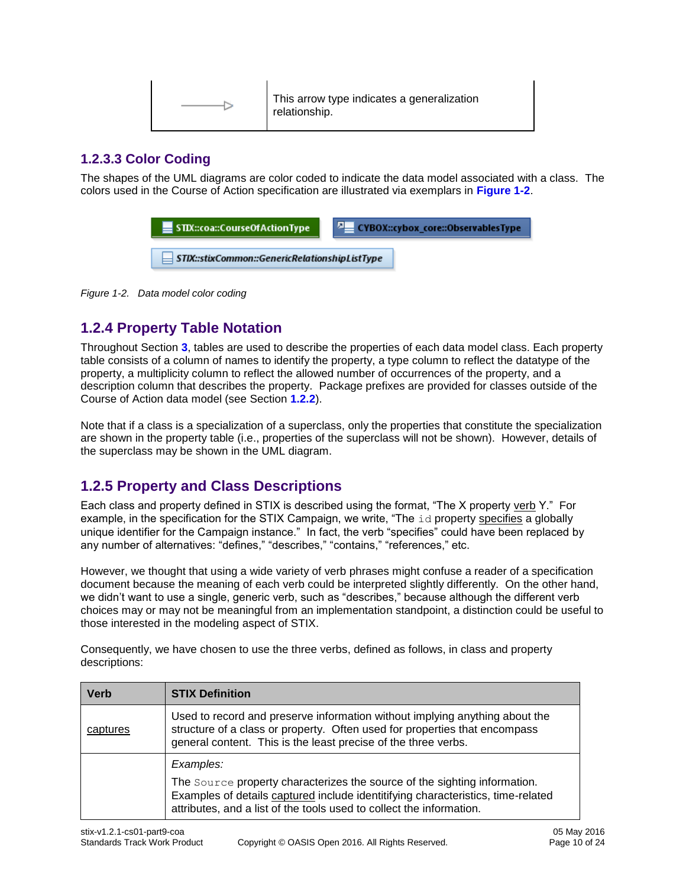| | |
|---|---|
| ⟶▷ | This arrow type indicates a generalization relationship. |

### 1.2.3.3 Color Coding

The shapes of the UML diagrams are color coded to indicate the data model associated with a class. The colors used in the Course of Action specification are illustrated via exemplars in **Figure 1-2**.

STIX::coa::CourseOfActionType

CYBOX::cybox_core::ObservablesType

*STIX::stixCommon::GenericRelationshipListType*

*Figure 1-2. Data model color coding*

## 1.2.4 Property Table Notation

Throughout Section **3**, tables are used to describe the properties of each data model class. Each property table consists of a column of names to identify the property, a type column to reflect the datatype of the property, a multiplicity column to reflect the allowed number of occurrences of the property, and a description column that describes the property. Package prefixes are provided for classes outside of the Course of Action data model (see Section **1.2.2**).

Note that if a class is a specialization of a superclass, only the properties that constitute the specialization are shown in the property table (i.e., properties of the superclass will not be shown). However, details of the superclass may be shown in the UML diagram.

## 1.2.5 Property and Class Descriptions

Each class and property defined in STIX is described using the format, "The X property verb Y." For example, in the specification for the STIX Campaign, we write, "The `id` property specifies a globally unique identifier for the Campaign instance." In fact, the verb "specifies" could have been replaced by any number of alternatives: "defines," "describes," "contains," "references," etc.

However, we thought that using a wide variety of verb phrases might confuse a reader of a specification document because the meaning of each verb could be interpreted slightly differently. On the other hand, we didn't want to use a single, generic verb, such as "describes," because although the different verb choices may or may not be meaningful from an implementation standpoint, a distinction could be useful to those interested in the modeling aspect of STIX.

Consequently, we have chosen to use the three verbs, defined as follows, in class and property descriptions:

| Verb | STIX Definition |
|---|---|
| captures | Used to record and preserve information without implying anything about the structure of a class or property. Often used for properties that encompass general content. This is the least precise of the three verbs. |
| | *Examples:*<br>The `Source` property characterizes the source of the sighting information. Examples of details captured include identitifying characteristics, time-related attributes, and a list of the tools used to collect the information. |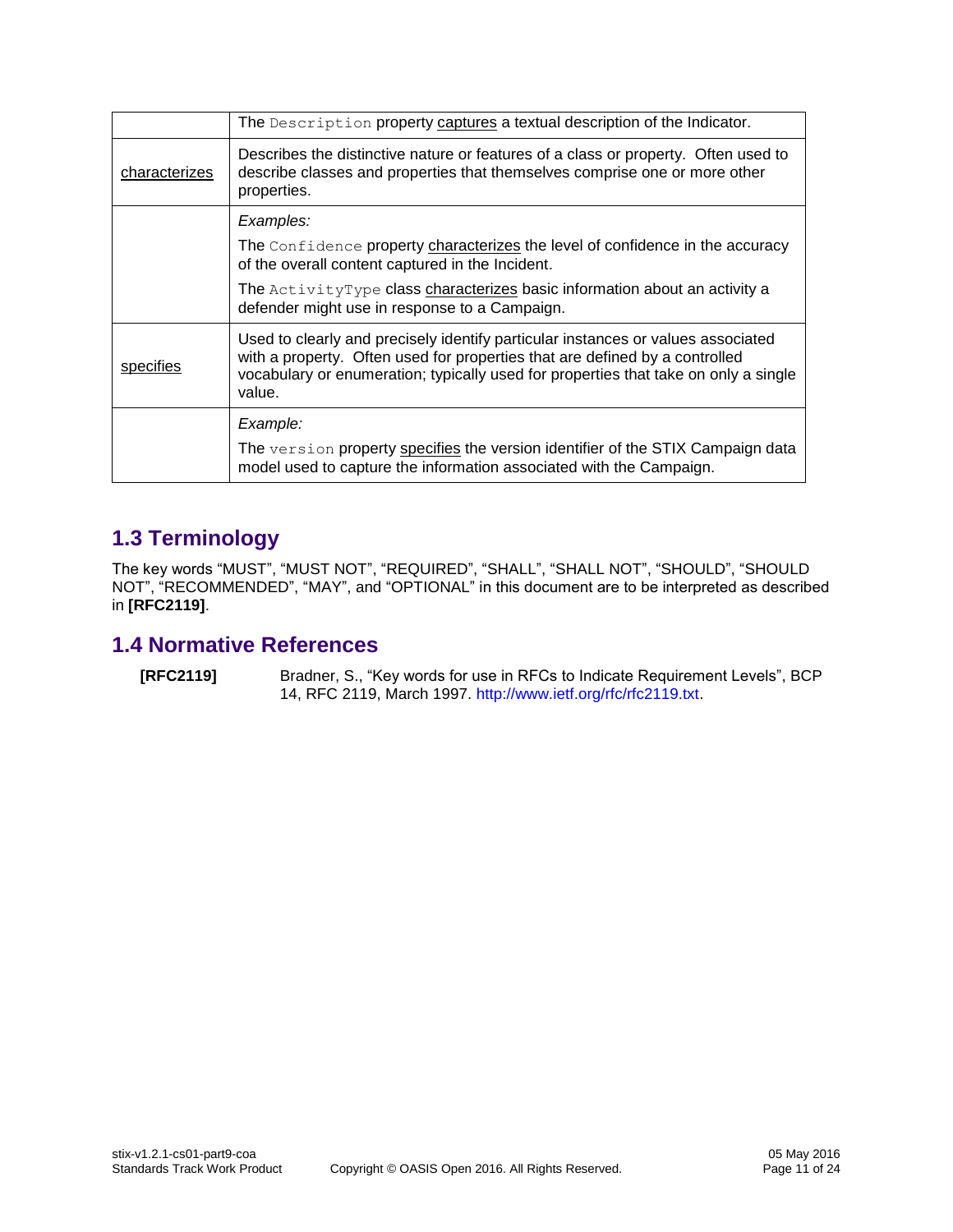| | |
|---|---|
| | The `Description` property captures a textual description of the Indicator. |
| characterizes | Describes the distinctive nature or features of a class or property. Often used to describe classes and properties that themselves comprise one or more other properties. |
| | *Examples:*<br>The `Confidence` property characterizes the level of confidence in the accuracy of the overall content captured in the Incident.<br>The `ActivityType` class characterizes basic information about an activity a defender might use in response to a Campaign. |
| specifies | Used to clearly and precisely identify particular instances or values associated with a property. Often used for properties that are defined by a controlled vocabulary or enumeration; typically used for properties that take on only a single value. |
| | *Example:*<br>The `version` property specifies the version identifier of the STIX Campaign data model used to capture the information associated with the Campaign. |

## 1.3 Terminology

The key words “MUST”, “MUST NOT”, “REQUIRED”, “SHALL”, “SHALL NOT”, “SHOULD”, “SHOULD NOT”, “RECOMMENDED”, “MAY”, and “OPTIONAL” in this document are to be interpreted as described in **[RFC2119]**.

## 1.4 Normative References

**[RFC2119]** Bradner, S., “Key words for use in RFCs to Indicate Requirement Levels”, BCP 14, RFC 2119, March 1997. http://www.ietf.org/rfc/rfc2119.txt.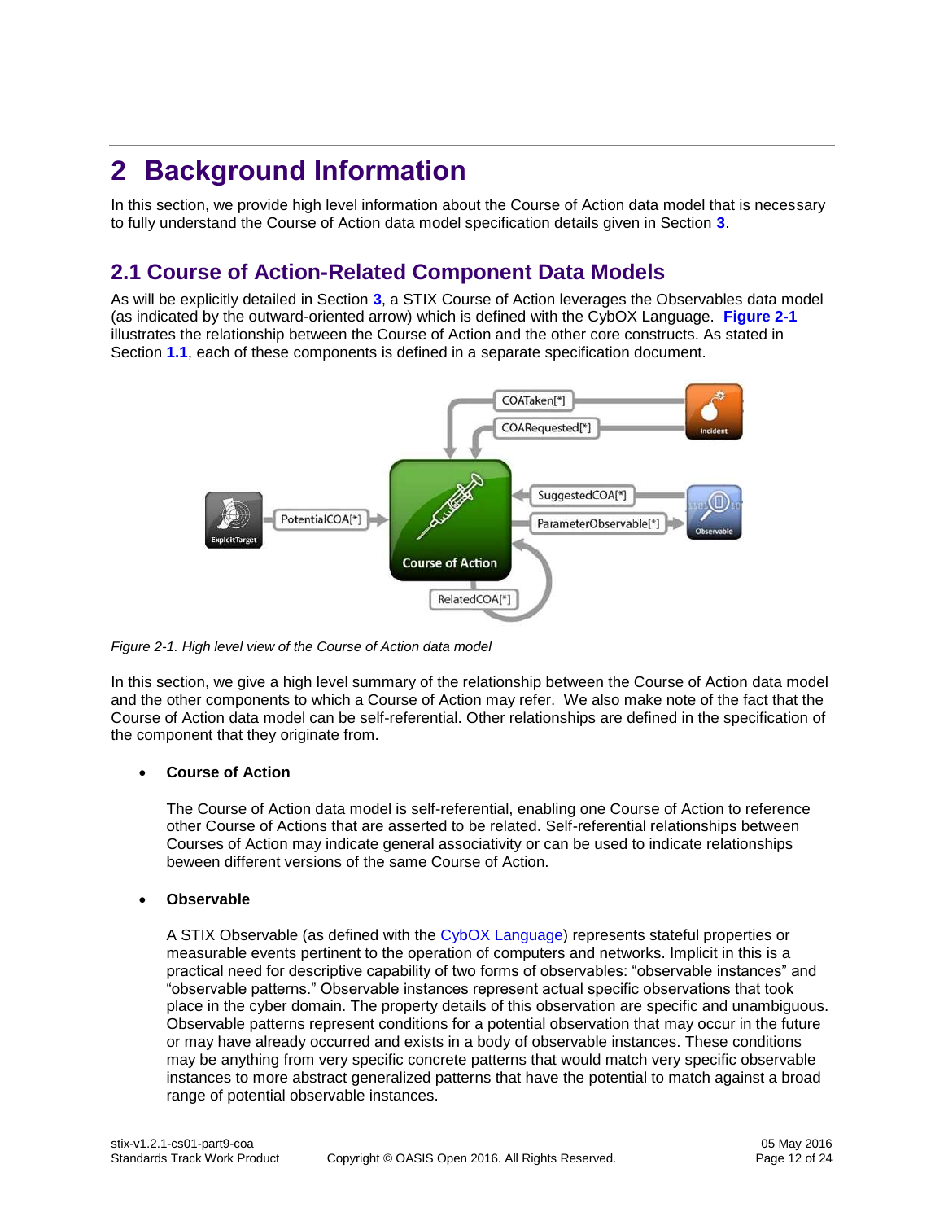# 2 Background Information

In this section, we provide high level information about the Course of Action data model that is necessary to fully understand the Course of Action data model specification details given in Section **3**.

## 2.1 Course of Action-Related Component Data Models

As will be explicitly detailed in Section **3**, a STIX Course of Action leverages the Observables data model (as indicated by the outward-oriented arrow) which is defined with the CybOX Language. **Figure 2-1** illustrates the relationship between the Course of Action and the other core constructs. As stated in Section **1.1**, each of these components is defined in a separate specification document.

*Figure 2-1. High level view of the Course of Action data model*

In this section, we give a high level summary of the relationship between the Course of Action data model and the other components to which a Course of Action may refer. We also make note of the fact that the Course of Action data model can be self-referential. Other relationships are defined in the specification of the component that they originate from.

- **Course of Action**

  The Course of Action data model is self-referential, enabling one Course of Action to reference other Course of Actions that are asserted to be related. Self-referential relationships between Courses of Action may indicate general associativity or can be used to indicate relationships beween different versions of the same Course of Action.

- **Observable**

  A STIX Observable (as defined with the CybOX Language) represents stateful properties or measurable events pertinent to the operation of computers and networks. Implicit in this is a practical need for descriptive capability of two forms of observables: "observable instances" and "observable patterns." Observable instances represent actual specific observations that took place in the cyber domain. The property details of this observation are specific and unambiguous. Observable patterns represent conditions for a potential observation that may occur in the future or may have already occurred and exists in a body of observable instances. These conditions may be anything from very specific concrete patterns that would match very specific observable instances to more abstract generalized patterns that have the potential to match against a broad range of potential observable instances.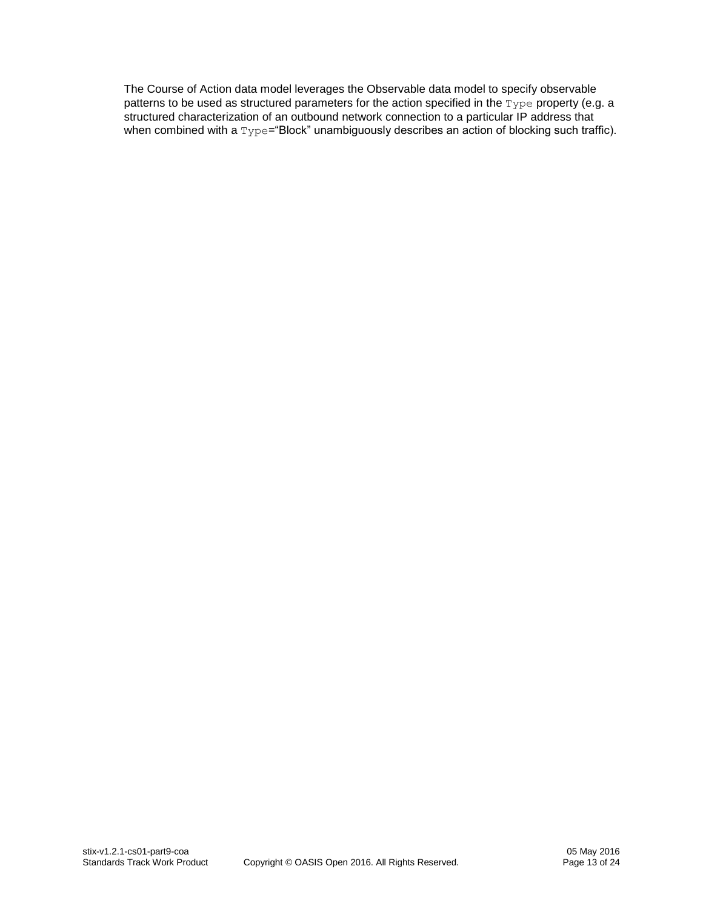The Course of Action data model leverages the Observable data model to specify observable patterns to be used as structured parameters for the action specified in the `Type` property (e.g. a structured characterization of an outbound network connection to a particular IP address that when combined with a `Type`="Block" unambiguously describes an action of blocking such traffic).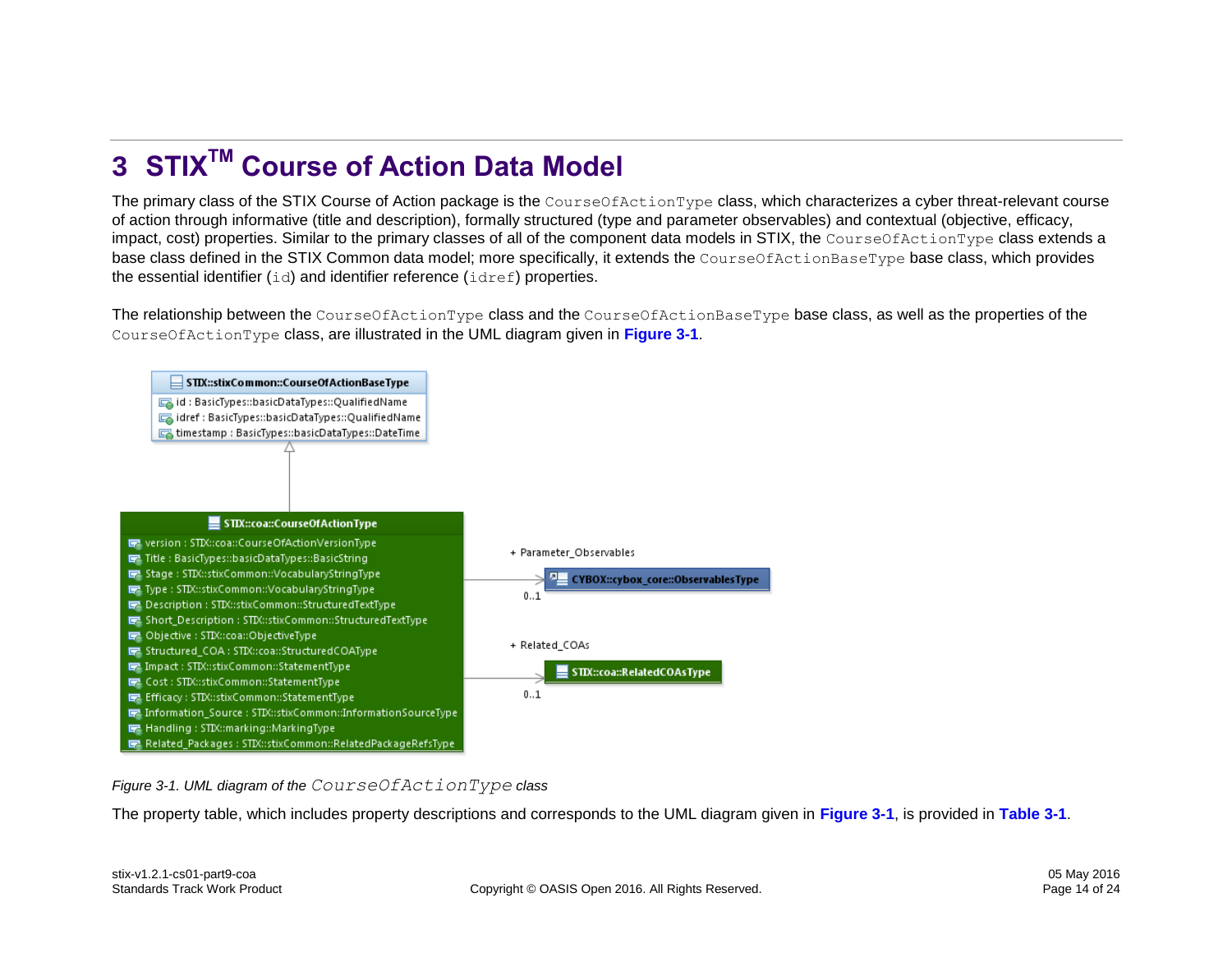# 3 STIX™ Course of Action Data Model

The primary class of the STIX Course of Action package is the `CourseOfActionType` class, which characterizes a cyber threat-relevant course of action through informative (title and description), formally structured (type and parameter observables) and contextual (objective, efficacy, impact, cost) properties. Similar to the primary classes of all of the component data models in STIX, the `CourseOfActionType` class extends a base class defined in the STIX Common data model; more specifically, it extends the `CourseOfActionBaseType` base class, which provides the essential identifier (`id`) and identifier reference (`idref`) properties.

The relationship between the `CourseOfActionType` class and the `CourseOfActionBaseType` base class, as well as the properties of the `CourseOfActionType` class, are illustrated in the UML diagram given in **Figure 3-1**.

*Figure 3-1. UML diagram of the `CourseOfActionType` class*

The property table, which includes property descriptions and corresponds to the UML diagram given in **Figure 3-1**, is provided in **Table 3-1**.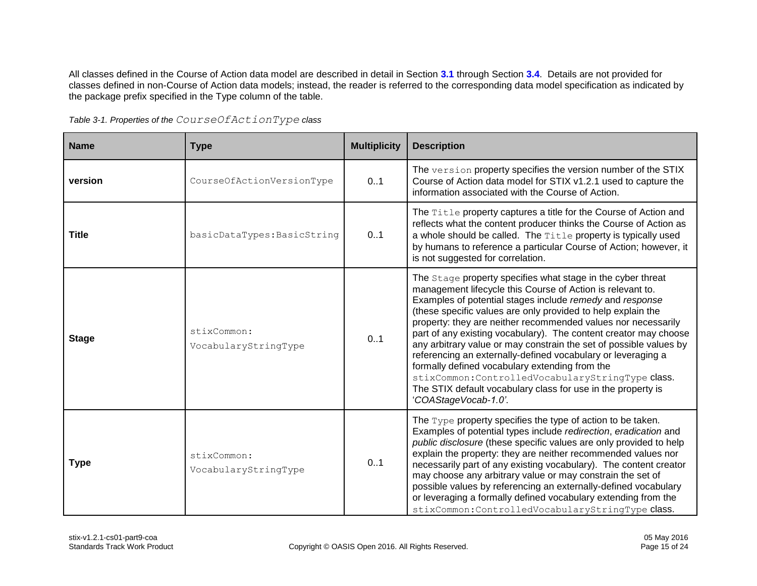All classes defined in the Course of Action data model are described in detail in Section **3.1** through Section **3.4**. Details are not provided for classes defined in non-Course of Action data models; instead, the reader is referred to the corresponding data model specification as indicated by the package prefix specified in the Type column of the table.

*Table 3-1. Properties of the `CourseOfActionType` class*

| Name | Type | Multiplicity | Description |
|---|---|---|---|
| **version** | `CourseOfActionVersionType` | 0..1 | The `version` property specifies the version number of the STIX Course of Action data model for STIX v1.2.1 used to capture the information associated with the Course of Action. |
| **Title** | `basicDataTypes:BasicString` | 0..1 | The `Title` property captures a title for the Course of Action and reflects what the content producer thinks the Course of Action as a whole should be called. The `Title` property is typically used by humans to reference a particular Course of Action; however, it is not suggested for correlation. |
| **Stage** | `stixCommon:VocabularyStringType` | 0..1 | The `Stage` property specifies what stage in the cyber threat management lifecycle this Course of Action is relevant to. Examples of potential stages include *remedy* and *response* (these specific values are only provided to help explain the property: they are neither recommended values nor necessarily part of any existing vocabulary). The content creator may choose any arbitrary value or may constrain the set of possible values by referencing an externally-defined vocabulary or leveraging a formally defined vocabulary extending from the `stixCommon:ControlledVocabularyStringType` class. The STIX default vocabulary class for use in the property is '*COAStageVocab-1.0'*. |
| **Type** | `stixCommon:VocabularyStringType` | 0..1 | The `Type` property specifies the type of action to be taken. Examples of potential types include *redirection*, *eradication* and *public disclosure* (these specific values are only provided to help explain the property: they are neither recommended values nor necessarily part of any existing vocabulary). The content creator may choose any arbitrary value or may constrain the set of possible values by referencing an externally-defined vocabulary or leveraging a formally defined vocabulary extending from the `stixCommon:ControlledVocabularyStringType` class. |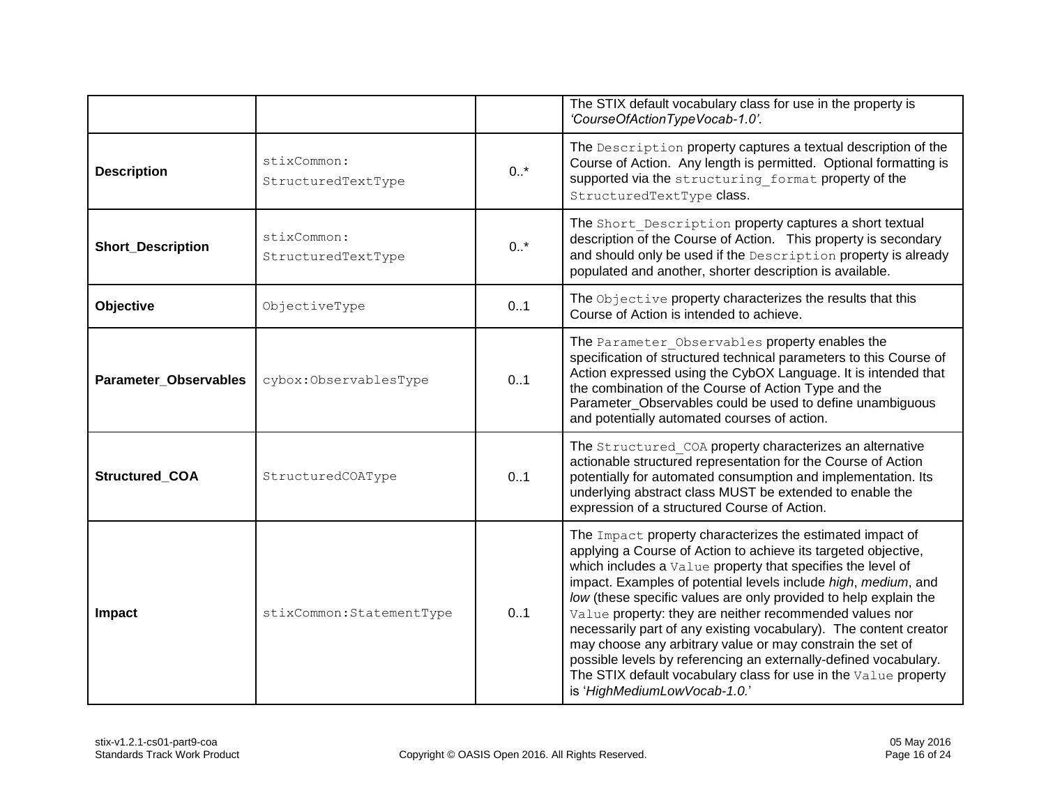| | | | |
|---|---|---|---|
| | | | The STIX default vocabulary class for use in the property is *'CourseOfActionTypeVocab-1.0'.* |
| **Description** | stixCommon: StructuredTextType | 0..* | The `Description` property captures a textual description of the Course of Action. Any length is permitted. Optional formatting is supported via the `structuring_format` property of the `StructuredTextType` class. |
| **Short_Description** | stixCommon: StructuredTextType | 0..* | The `Short_Description` property captures a short textual description of the Course of Action. This property is secondary and should only be used if the `Description` property is already populated and another, shorter description is available. |
| **Objective** | ObjectiveType | 0..1 | The `Objective` property characterizes the results that this Course of Action is intended to achieve. |
| **Parameter_Observables** | cybox:ObservablesType | 0..1 | The `Parameter_Observables` property enables the specification of structured technical parameters to this Course of Action expressed using the CybOX Language. It is intended that the combination of the Course of Action Type and the Parameter_Observables could be used to define unambiguous and potentially automated courses of action. |
| **Structured_COA** | StructuredCOAType | 0..1 | The `Structured_COA` property characterizes an alternative actionable structured representation for the Course of Action potentially for automated consumption and implementation. Its underlying abstract class MUST be extended to enable the expression of a structured Course of Action. |
| **Impact** | stixCommon:StatementType | 0..1 | The `Impact` property characterizes the estimated impact of applying a Course of Action to achieve its targeted objective, which includes a `Value` property that specifies the level of impact. Examples of potential levels include *high*, *medium*, and *low* (these specific values are only provided to help explain the `Value` property: they are neither recommended values nor necessarily part of any existing vocabulary). The content creator may choose any arbitrary value or may constrain the set of possible levels by referencing an externally-defined vocabulary. The STIX default vocabulary class for use in the `Value` property is '*HighMediumLowVocab-1.0.*' |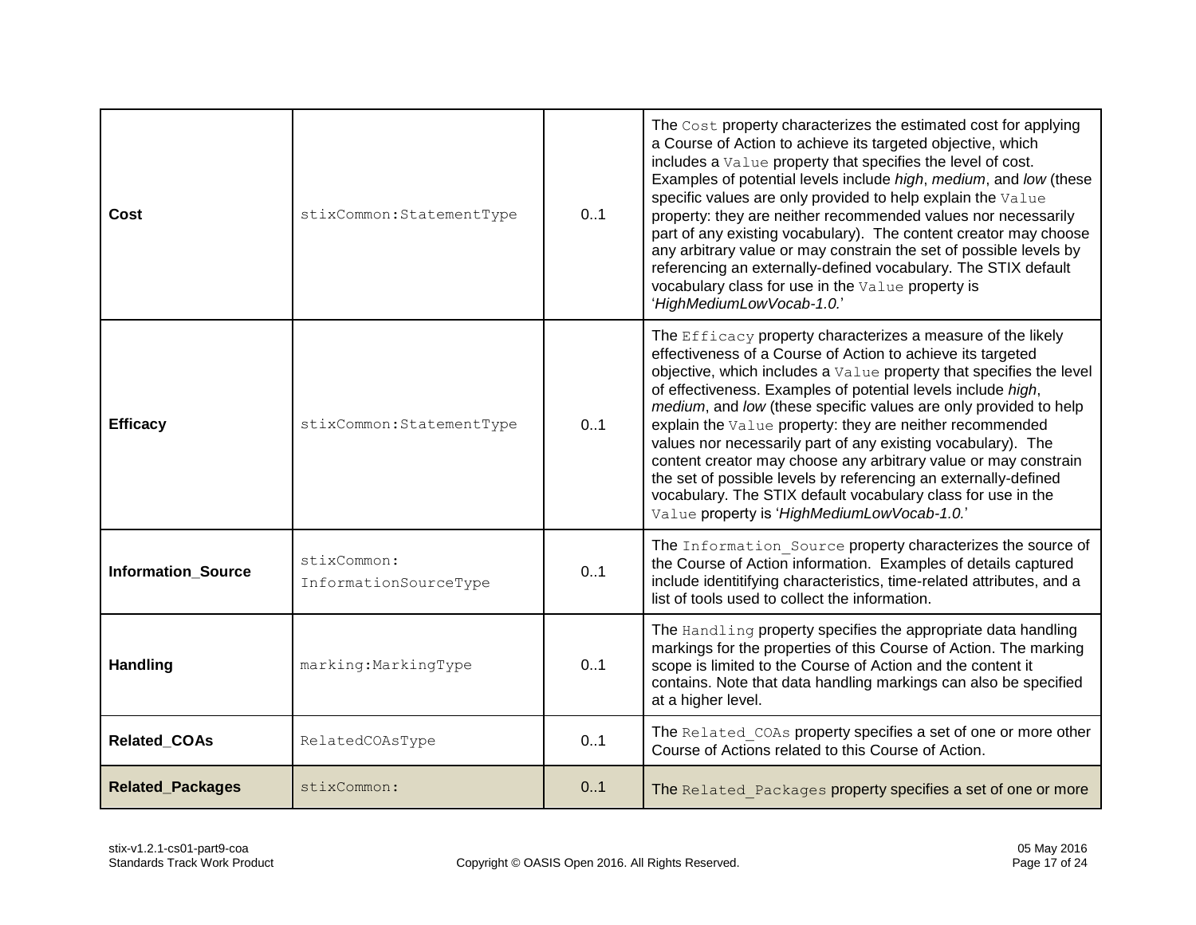| | | | |
|---|---|---|---|
| **Cost** | stixCommon:StatementType | 0..1 | The Cost property characterizes the estimated cost for applying a Course of Action to achieve its targeted objective, which includes a Value property that specifies the level of cost. Examples of potential levels include *high*, *medium*, and *low* (these specific values are only provided to help explain the Value property: they are neither recommended values nor necessarily part of any existing vocabulary). The content creator may choose any arbitrary value or may constrain the set of possible levels by referencing an externally-defined vocabulary. The STIX default vocabulary class for use in the Value property is '*HighMediumLowVocab-1.0.*' |
| **Efficacy** | stixCommon:StatementType | 0..1 | The Efficacy property characterizes a measure of the likely effectiveness of a Course of Action to achieve its targeted objective, which includes a Value property that specifies the level of effectiveness. Examples of potential levels include *high*, *medium*, and *low* (these specific values are only provided to help explain the Value property: they are neither recommended values nor necessarily part of any existing vocabulary). The content creator may choose any arbitrary value or may constrain the set of possible levels by referencing an externally-defined vocabulary. The STIX default vocabulary class for use in the Value property is '*HighMediumLowVocab-1.0.*' |
| **Information_Source** | stixCommon: InformationSourceType | 0..1 | The Information_Source property characterizes the source of the Course of Action information. Examples of details captured include identitifying characteristics, time-related attributes, and a list of tools used to collect the information. |
| **Handling** | marking:MarkingType | 0..1 | The Handling property specifies the appropriate data handling markings for the properties of this Course of Action. The marking scope is limited to the Course of Action and the content it contains. Note that data handling markings can also be specified at a higher level. |
| **Related_COAs** | RelatedCOAsType | 0..1 | The Related_COAs property specifies a set of one or more other Course of Actions related to this Course of Action. |
| **Related_Packages** | stixCommon: | 0..1 | The Related_Packages property specifies a set of one or more |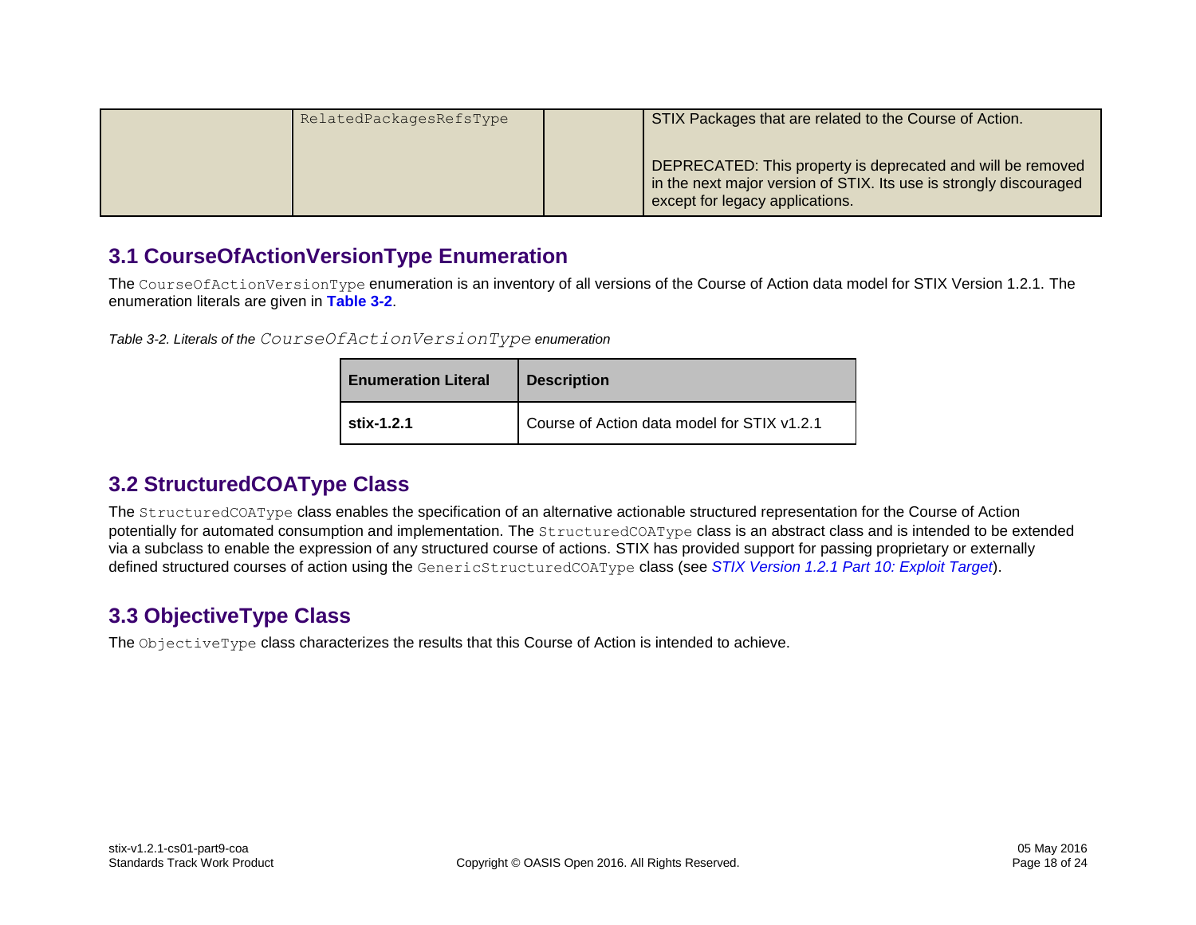| | RelatedPackagesRefsType | | STIX Packages that are related to the Course of Action.<br><br>DEPRECATED: This property is deprecated and will be removed in the next major version of STIX. Its use is strongly discouraged except for legacy applications. |
|---|---|---|---|

## 3.1 CourseOfActionVersionType Enumeration

The `CourseOfActionVersionType` enumeration is an inventory of all versions of the Course of Action data model for STIX Version 1.2.1. The enumeration literals are given in **Table 3-2**.

*Table 3-2. Literals of the `CourseOfActionVersionType` enumeration*

| Enumeration Literal | Description |
|---|---|
| **stix-1.2.1** | Course of Action data model for STIX v1.2.1 |

## 3.2 StructuredCOAType Class

The `StructuredCOAType` class enables the specification of an alternative actionable structured representation for the Course of Action potentially for automated consumption and implementation. The `StructuredCOAType` class is an abstract class and is intended to be extended via a subclass to enable the expression of any structured course of actions. STIX has provided support for passing proprietary or externally defined structured courses of action using the `GenericStructuredCOAType` class (see *STIX Version 1.2.1 Part 10: Exploit Target*).

## 3.3 ObjectiveType Class

The `ObjectiveType` class characterizes the results that this Course of Action is intended to achieve.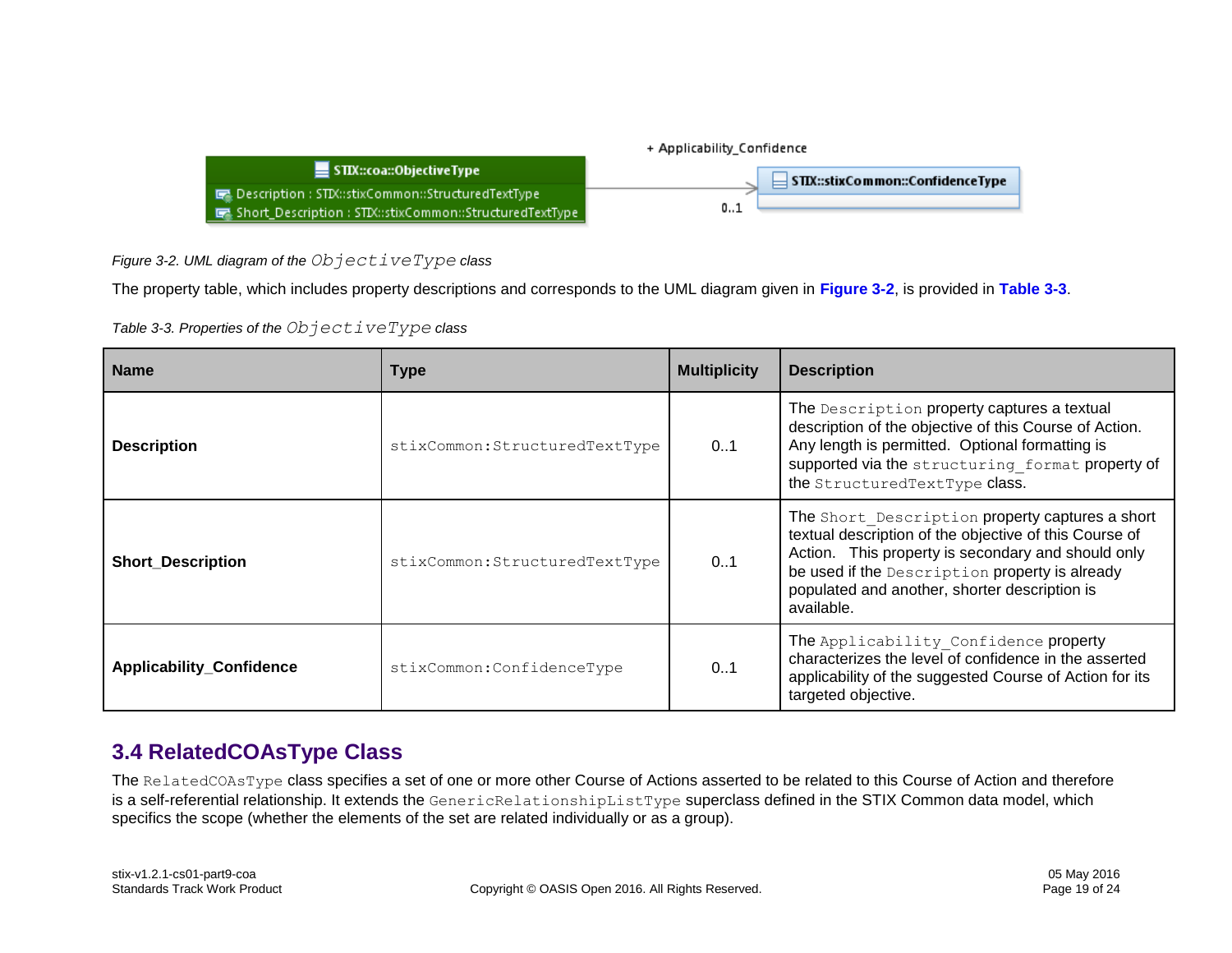Figure 3-2. UML diagram of the `ObjectiveType` class

The property table, which includes property descriptions and corresponds to the UML diagram given in **Figure 3-2**, is provided in **Table 3-3**.

Table 3-3. Properties of the `ObjectiveType` class

| Name | Type | Multiplicity | Description |
|---|---|---|---|
| **Description** | stixCommon:StructuredTextType | 0..1 | The Description property captures a textual description of the objective of this Course of Action. Any length is permitted. Optional formatting is supported via the structuring_format property of the StructuredTextType class. |
| **Short_Description** | stixCommon:StructuredTextType | 0..1 | The Short_Description property captures a short textual description of the objective of this Course of Action. This property is secondary and should only be used if the Description property is already populated and another, shorter description is available. |
| **Applicability_Confidence** | stixCommon:ConfidenceType | 0..1 | The Applicability_Confidence property characterizes the level of confidence in the asserted applicability of the suggested Course of Action for its targeted objective. |

## 3.4 RelatedCOAsType Class

The `RelatedCOAsType` class specifies a set of one or more other Course of Actions asserted to be related to this Course of Action and therefore is a self-referential relationship. It extends the `GenericRelationshipListType` superclass defined in the STIX Common data model, which specifics the scope (whether the elements of the set are related individually or as a group).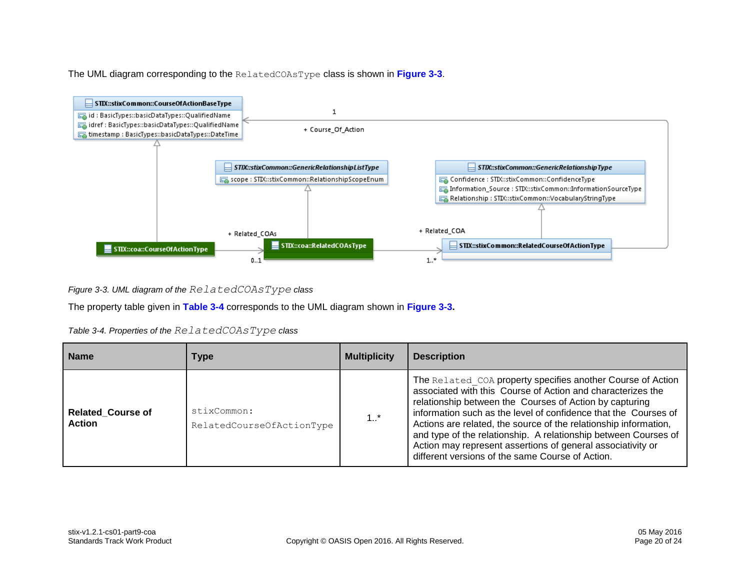The UML diagram corresponding to the RelatedCOAsType class is shown in **Figure 3-3**.

*Figure 3-3. UML diagram of the RelatedCOAsType class*

The property table given in **Table 3-4** corresponds to the UML diagram shown in **Figure 3-3.**

*Table 3-4. Properties of the RelatedCOAsType class*

| Name | Type | Multiplicity | Description |
| --- | --- | --- | --- |
| **Related_Course of Action** | stixCommon: RelatedCourseOfActionType | 1..* | The Related_COA property specifies another Course of Action associated with this Course of Action and characterizes the relationship between the Courses of Action by capturing information such as the level of confidence that the Courses of Actions are related, the source of the relationship information, and type of the relationship. A relationship between Courses of Action may represent assertions of general associativity or different versions of the same Course of Action. |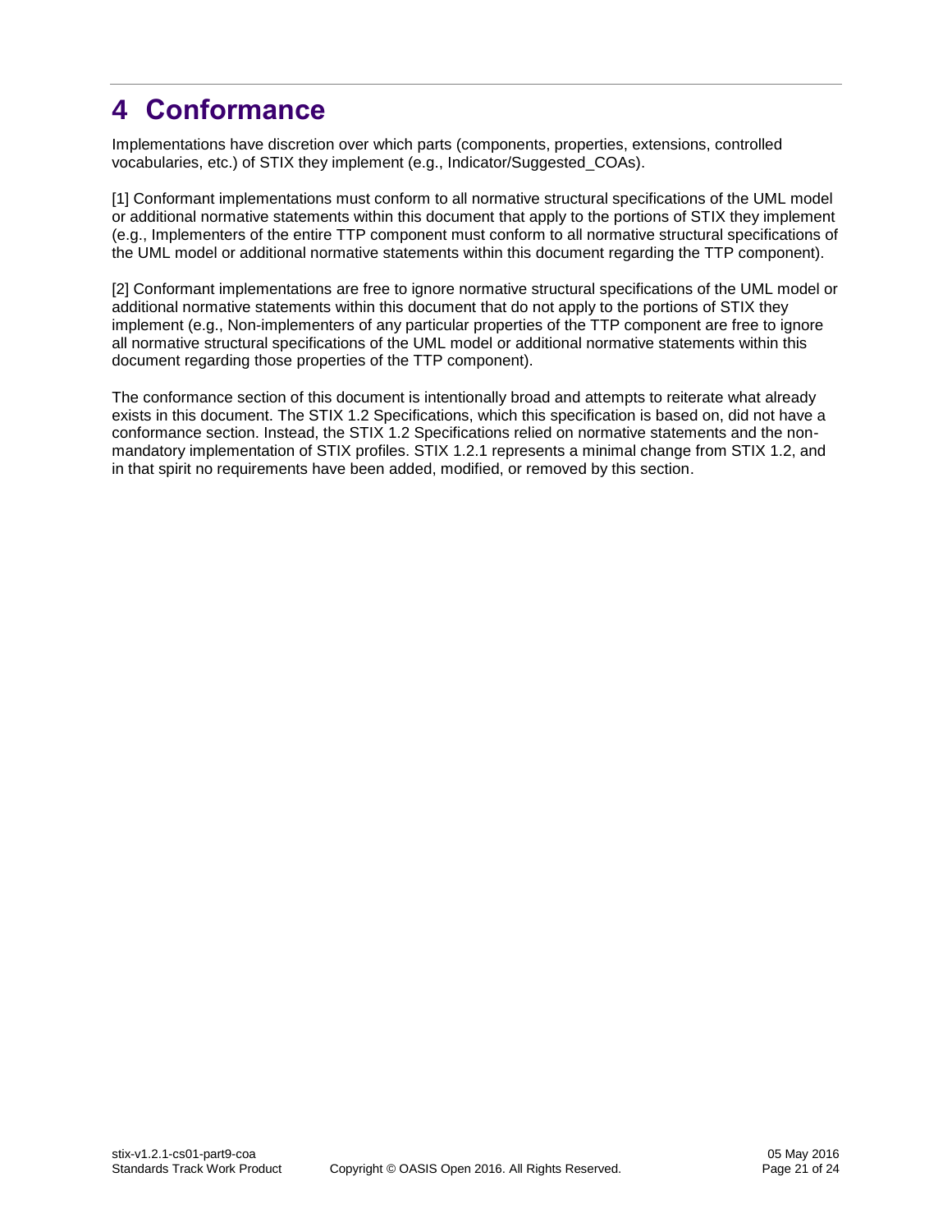# 4 Conformance

Implementations have discretion over which parts (components, properties, extensions, controlled vocabularies, etc.) of STIX they implement (e.g., Indicator/Suggested_COAs).

[1] Conformant implementations must conform to all normative structural specifications of the UML model or additional normative statements within this document that apply to the portions of STIX they implement (e.g., Implementers of the entire TTP component must conform to all normative structural specifications of the UML model or additional normative statements within this document regarding the TTP component).

[2] Conformant implementations are free to ignore normative structural specifications of the UML model or additional normative statements within this document that do not apply to the portions of STIX they implement (e.g., Non-implementers of any particular properties of the TTP component are free to ignore all normative structural specifications of the UML model or additional normative statements within this document regarding those properties of the TTP component).

The conformance section of this document is intentionally broad and attempts to reiterate what already exists in this document. The STIX 1.2 Specifications, which this specification is based on, did not have a conformance section. Instead, the STIX 1.2 Specifications relied on normative statements and the non-mandatory implementation of STIX profiles. STIX 1.2.1 represents a minimal change from STIX 1.2, and in that spirit no requirements have been added, modified, or removed by this section.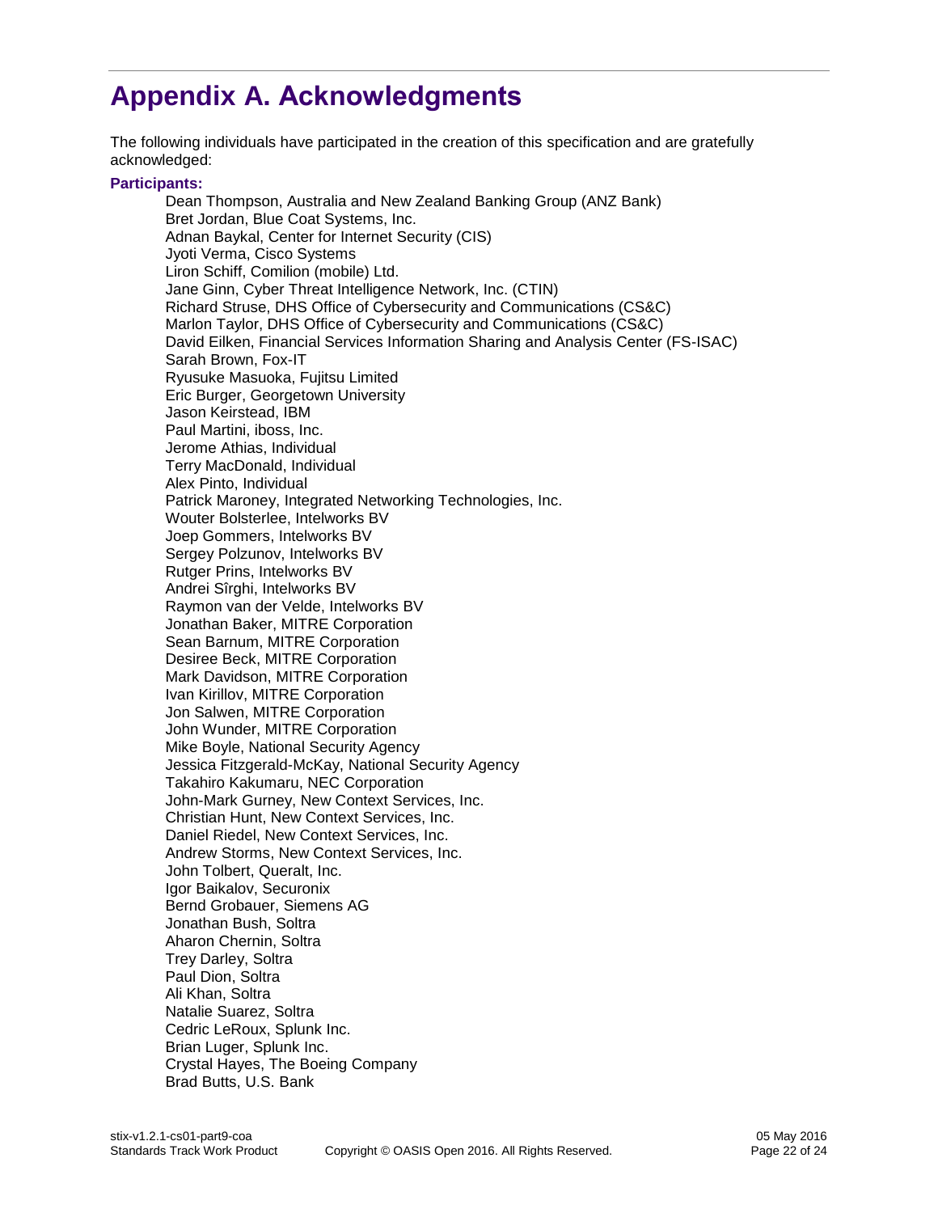# Appendix A. Acknowledgments

The following individuals have participated in the creation of this specification and are gratefully acknowledged:

**Participants:**

Dean Thompson, Australia and New Zealand Banking Group (ANZ Bank)
Bret Jordan, Blue Coat Systems, Inc.
Adnan Baykal, Center for Internet Security (CIS)
Jyoti Verma, Cisco Systems
Liron Schiff, Comilion (mobile) Ltd.
Jane Ginn, Cyber Threat Intelligence Network, Inc. (CTIN)
Richard Struse, DHS Office of Cybersecurity and Communications (CS&C)
Marlon Taylor, DHS Office of Cybersecurity and Communications (CS&C)
David Eilken, Financial Services Information Sharing and Analysis Center (FS-ISAC)
Sarah Brown, Fox-IT
Ryusuke Masuoka, Fujitsu Limited
Eric Burger, Georgetown University
Jason Keirstead, IBM
Paul Martini, iboss, Inc.
Jerome Athias, Individual
Terry MacDonald, Individual
Alex Pinto, Individual
Patrick Maroney, Integrated Networking Technologies, Inc.
Wouter Bolsterlee, Intelworks BV
Joep Gommers, Intelworks BV
Sergey Polzunov, Intelworks BV
Rutger Prins, Intelworks BV
Andrei Sîrghi, Intelworks BV
Raymon van der Velde, Intelworks BV
Jonathan Baker, MITRE Corporation
Sean Barnum, MITRE Corporation
Desiree Beck, MITRE Corporation
Mark Davidson, MITRE Corporation
Ivan Kirillov, MITRE Corporation
Jon Salwen, MITRE Corporation
John Wunder, MITRE Corporation
Mike Boyle, National Security Agency
Jessica Fitzgerald-McKay, National Security Agency
Takahiro Kakumaru, NEC Corporation
John-Mark Gurney, New Context Services, Inc.
Christian Hunt, New Context Services, Inc.
Daniel Riedel, New Context Services, Inc.
Andrew Storms, New Context Services, Inc.
John Tolbert, Queralt, Inc.
Igor Baikalov, Securonix
Bernd Grobauer, Siemens AG
Jonathan Bush, Soltra
Aharon Chernin, Soltra
Trey Darley, Soltra
Paul Dion, Soltra
Ali Khan, Soltra
Natalie Suarez, Soltra
Cedric LeRoux, Splunk Inc.
Brian Luger, Splunk Inc.
Crystal Hayes, The Boeing Company
Brad Butts, U.S. Bank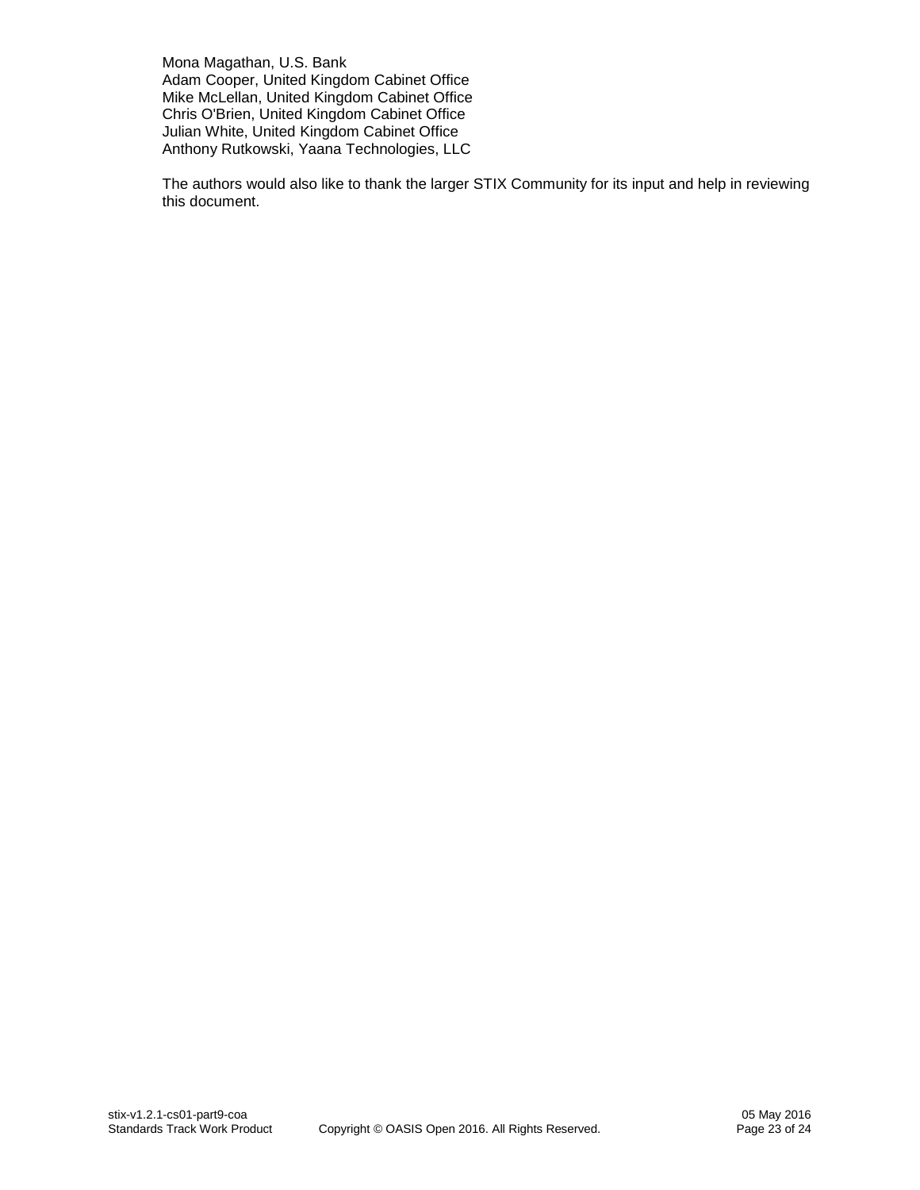Mona Magathan, U.S. Bank
Adam Cooper, United Kingdom Cabinet Office
Mike McLellan, United Kingdom Cabinet Office
Chris O'Brien, United Kingdom Cabinet Office
Julian White, United Kingdom Cabinet Office
Anthony Rutkowski, Yaana Technologies, LLC

The authors would also like to thank the larger STIX Community for its input and help in reviewing this document.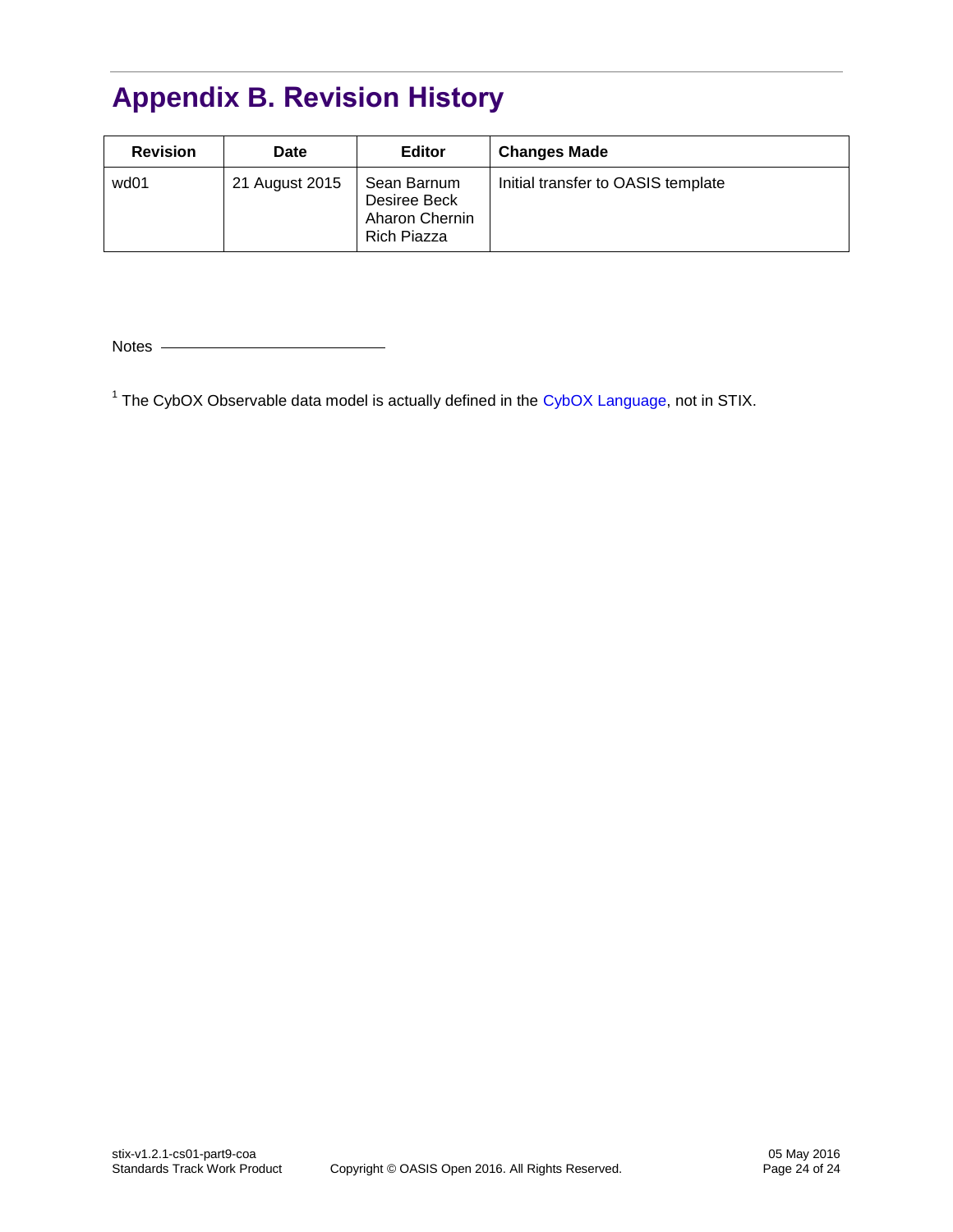# Appendix B. Revision History

| Revision | Date | Editor | Changes Made |
| --- | --- | --- | --- |
| wd01 | 21 August 2015 | Sean Barnum<br>Desiree Beck<br>Aharon Chernin<br>Rich Piazza | Initial transfer to OASIS template |

Notes

[1] The CybOX Observable data model is actually defined in the CybOX Language, not in STIX.